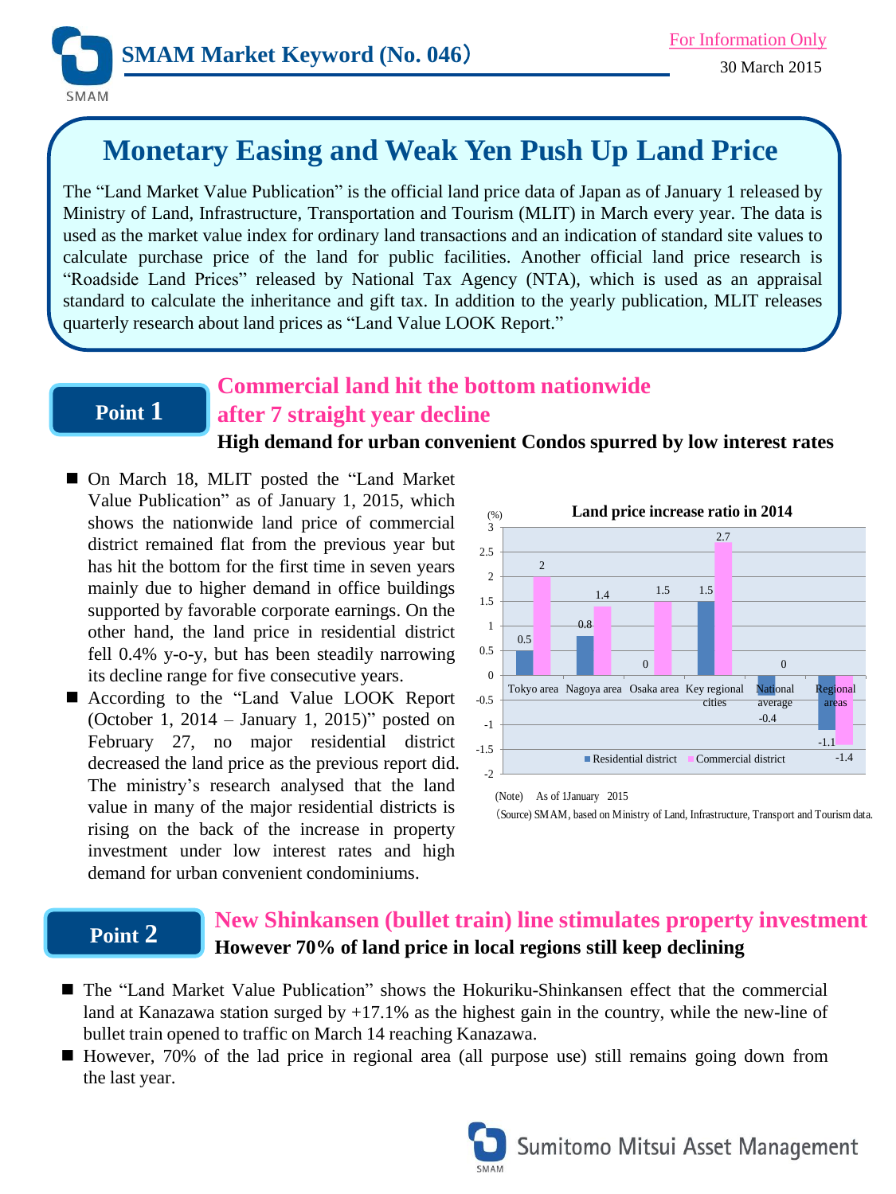# SMAM Market Keyword (No. 046)

For Information Only

30 March 2015

## Monetary Easing and Weak Yen Push Up Land Price

The "Land Market Value Publication" is the official land price data of Japan as of January 1 released by Ministry of Land, Infrastructure, Transportation and Tourism (MLIT) in March every year. The data is used as the market value index for ordinary land transactions and an indication of standard site values to calculate purchase price of the land for public facilities. Another official land price research is "Roadside Land Prices" released by National Tax Agency (NTA), which is used as an appraisal standard to calculate the inheritance and gift tax. In addition to the yearly publication, MLIT releases quarterly research about land prices as "Land Value LOOK Report."

## Point 1

### Commercial land hit the bottom nationwide after 7 straight year decline

**High demand for urban convenient Condos spurred by low interest rates**

- On March 18, MLIT posted the "Land Market Value Publication" as of January 1, 2015, which shows the nationwide land price of commercial district remained flat from the previous year but has hit the bottom for the first time in seven years mainly due to higher demand in office buildings supported by favorable corporate earnings. On the other hand, the land price in residential district fell 0.4% y-o-y, but has been steadily narrowing its decline range for five consecutive years.
- According to the "Land Value LOOK Report (October 1, 2014 – January 1, 2015)" posted on February 27, no major residential district decreased the land price as the previous report did. The ministry's research analysed that the land value in many of the major residential districts is rising on the back of the increase in property investment under low interest rates and high demand for urban convenient condominiums.

**Land price increase ratio in 2014** (%)

| | Residential district | Commercial district |
|---|---|---|
| Tokyo area | 0.5 | 2 |
| Nagoya area | 0.8 | 1.4 |
| Osaka area | 0 | 1.5 |
| Key regional cities | 1.5 | 2.7 |
| National average | -0.4 | 0 |
| Regional areas | -1.1 | -1.4 |

(Note) As of 1January 2015

(Source) SMAM, based on Ministry of Land, Infrastructure, Transport and Tourism data.

## Point 2

### New Shinkansen (bullet train) line stimulates property investment

**However 70% of land price in local regions still keep declining**

- The "Land Market Value Publication" shows the Hokuriku-Shinkansen effect that the commercial land at Kanazawa station surged by +17.1% as the highest gain in the country, while the new-line of bullet train opened to traffic on March 14 reaching Kanazawa.
- However, 70% of the lad price in regional area (all purpose use) still remains going down from the last year.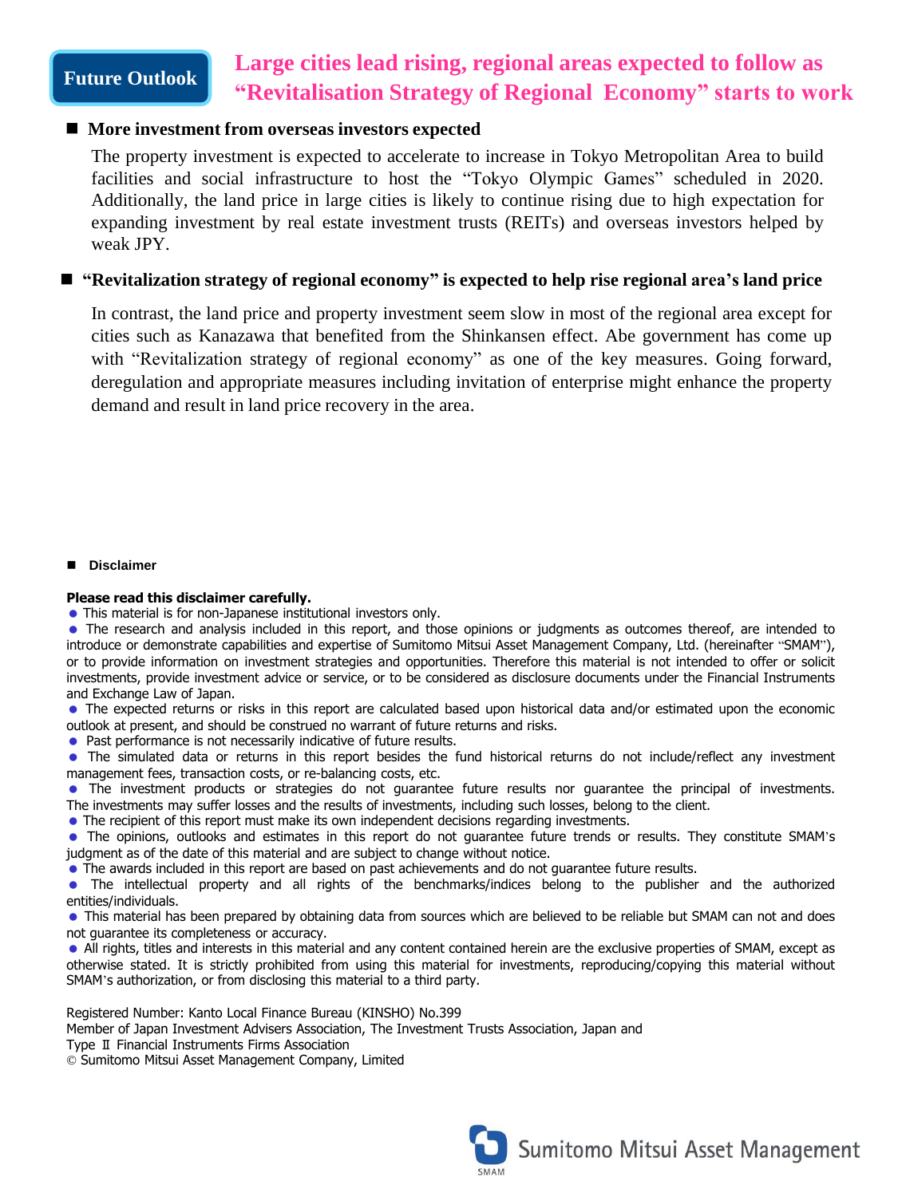**Future Outlook**

## Large cities lead rising, regional areas expected to follow as "Revitalisation Strategy of Regional Economy" starts to work

### ■ More investment from overseas investors expected

The property investment is expected to accelerate to increase in Tokyo Metropolitan Area to build facilities and social infrastructure to host the "Tokyo Olympic Games" scheduled in 2020. Additionally, the land price in large cities is likely to continue rising due to high expectation for expanding investment by real estate investment trusts (REITs) and overseas investors helped by weak JPY.

### ■ "Revitalization strategy of regional economy" is expected to help rise regional area's land price

In contrast, the land price and property investment seem slow in most of the regional area except for cities such as Kanazawa that benefited from the Shinkansen effect. Abe government has come up with "Revitalization strategy of regional economy" as one of the key measures. Going forward, deregulation and appropriate measures including invitation of enterprise might enhance the property demand and result in land price recovery in the area.

### ■ Disclaimer

**Please read this disclaimer carefully.**

- This material is for non-Japanese institutional investors only.
- The research and analysis included in this report, and those opinions or judgments as outcomes thereof, are intended to introduce or demonstrate capabilities and expertise of Sumitomo Mitsui Asset Management Company, Ltd. (hereinafter "SMAM"), or to provide information on investment strategies and opportunities. Therefore this material is not intended to offer or solicit investments, provide investment advice or service, or to be considered as disclosure documents under the Financial Instruments and Exchange Law of Japan.
- The expected returns or risks in this report are calculated based upon historical data and/or estimated upon the economic outlook at present, and should be construed no warrant of future returns and risks.
- Past performance is not necessarily indicative of future results.
- The simulated data or returns in this report besides the fund historical returns do not include/reflect any investment management fees, transaction costs, or re-balancing costs, etc.
- The investment products or strategies do not guarantee future results nor guarantee the principal of investments. The investments may suffer losses and the results of investments, including such losses, belong to the client.
- The recipient of this report must make its own independent decisions regarding investments.
- The opinions, outlooks and estimates in this report do not guarantee future trends or results. They constitute SMAM's judgment as of the date of this material and are subject to change without notice.
- The awards included in this report are based on past achievements and do not guarantee future results.
- The intellectual property and all rights of the benchmarks/indices belong to the publisher and the authorized entities/individuals.
- This material has been prepared by obtaining data from sources which are believed to be reliable but SMAM can not and does not guarantee its completeness or accuracy.
- All rights, titles and interests in this material and any content contained herein are the exclusive properties of SMAM, except as otherwise stated. It is strictly prohibited from using this material for investments, reproducing/copying this material without SMAM's authorization, or from disclosing this material to a third party.

Registered Number: Kanto Local Finance Bureau (KINSHO) No.399
Member of Japan Investment Advisers Association, The Investment Trusts Association, Japan and
Type Ⅱ Financial Instruments Firms Association
© Sumitomo Mitsui Asset Management Company, Limited

Sumitomo Mitsui Asset Management